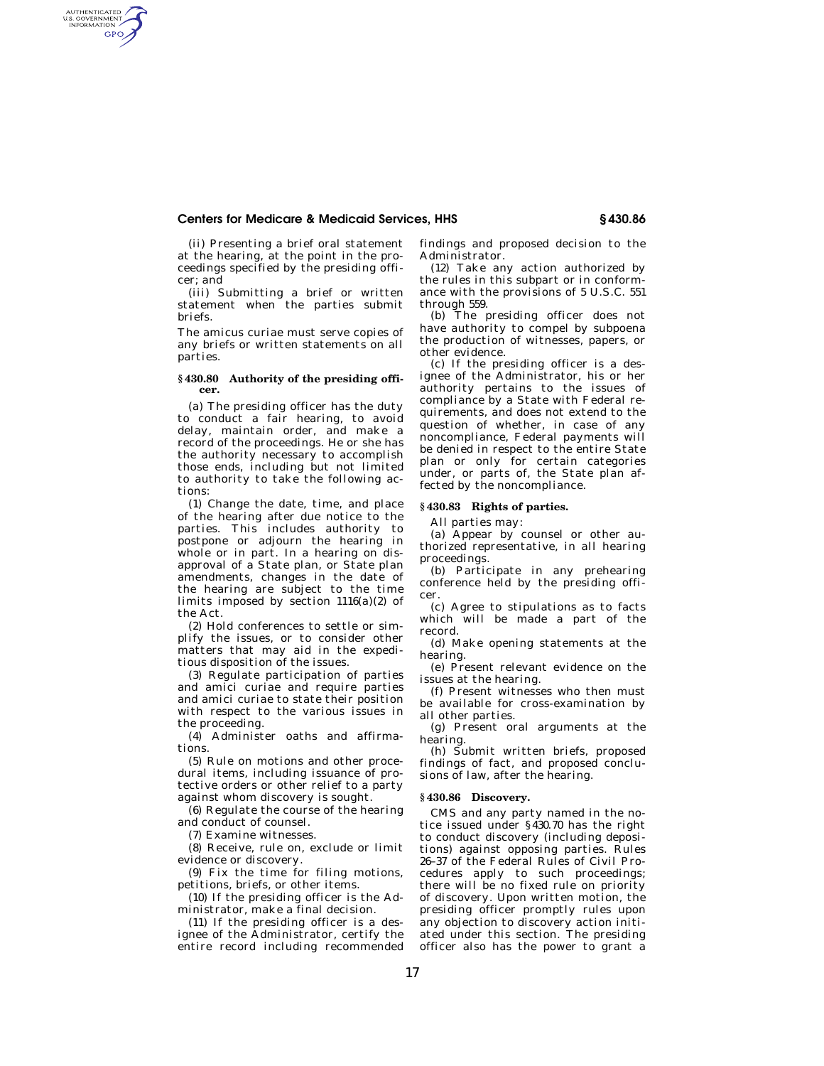(ii) Presenting a brief oral statement at the hearing, at the point in the proceedings specified by the presiding officer; and

(iii) Submitting a brief or written statement when the parties submit briefs.

The amicus curiae must serve copies of any briefs or written statements on all parties.

### § 430.80 Authority of the presiding officer.

(a) The presiding officer has the duty to conduct a fair hearing, to avoid delay, maintain order, and make a record of the proceedings. He or she has the authority necessary to accomplish those ends, including but not limited to authority to take the following actions:

(1) Change the date, time, and place of the hearing after due notice to the parties. This includes authority to postpone or adjourn the hearing in whole or in part. In a hearing on disapproval of a State plan, or State plan amendments, changes in the date of the hearing are subject to the time limits imposed by section 1116(a)(2) of the Act.

(2) Hold conferences to settle or simplify the issues, or to consider other matters that may aid in the expeditious disposition of the issues.

(3) Regulate participation of parties and amici curiae and require parties and amici curiae to state their position with respect to the various issues in the proceeding.

(4) Administer oaths and affirmations.

(5) Rule on motions and other procedural items, including issuance of protective orders or other relief to a party against whom discovery is sought.

(6) Regulate the course of the hearing and conduct of counsel.

(7) Examine witnesses.

(8) Receive, rule on, exclude or limit evidence or discovery.

(9) Fix the time for filing motions, petitions, briefs, or other items.

(10) If the presiding officer is the Administrator, make a final decision.

(11) If the presiding officer is a designee of the Administrator, certify the entire record including recommended findings and proposed decision to the Administrator.

(12) Take any action authorized by the rules in this subpart or in conformance with the provisions of 5 U.S.C. 551 through 559.

(b) The presiding officer does not have authority to compel by subpoena the production of witnesses, papers, or other evidence.

(c) If the presiding officer is a designee of the Administrator, his or her authority pertains to the issues of compliance by a State with Federal requirements, and does not extend to the question of whether, in case of any noncompliance, Federal payments will be denied in respect to the entire State plan or only for certain categories under, or parts of, the State plan affected by the noncompliance.

### § 430.83 Rights of parties.

All parties may:

(a) Appear by counsel or other authorized representative, in all hearing proceedings.

(b) Participate in any prehearing conference held by the presiding officer.

(c) Agree to stipulations as to facts which will be made a part of the record.

(d) Make opening statements at the hearing.

(e) Present relevant evidence on the issues at the hearing.

(f) Present witnesses who then must be available for cross-examination by all other parties.

(g) Present oral arguments at the hearing.

(h) Submit written briefs, proposed findings of fact, and proposed conclusions of law, after the hearing.

### § 430.86 Discovery.

CMS and any party named in the notice issued under § 430.70 has the right to conduct discovery (including depositions) against opposing parties. Rules 26–37 of the Federal Rules of Civil Procedures apply to such proceedings; there will be no fixed rule on priority of discovery. Upon written motion, the presiding officer promptly rules upon any objection to discovery action initiated under this section. The presiding officer also has the power to grant a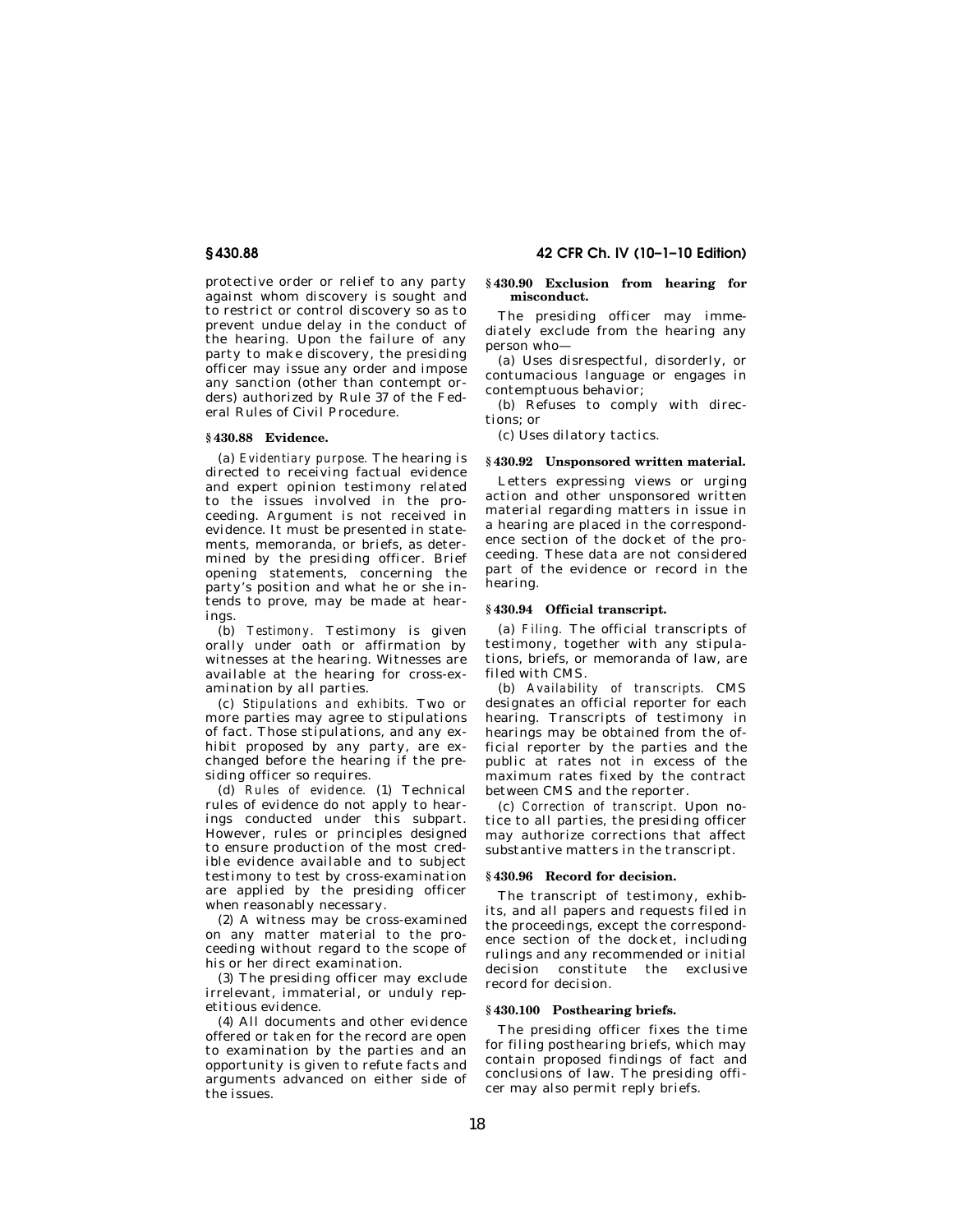protective order or relief to any party against whom discovery is sought and to restrict or control discovery so as to prevent undue delay in the conduct of the hearing. Upon the failure of any party to make discovery, the presiding officer may issue any order and impose any sanction (other than contempt orders) authorized by Rule 37 of the Federal Rules of Civil Procedure.

### § 430.88 Evidence.

(a) *Evidentiary purpose.* The hearing is directed to receiving factual evidence and expert opinion testimony related to the issues involved in the proceeding. Argument is not received in evidence. It must be presented in statements, memoranda, or briefs, as determined by the presiding officer. Brief opening statements, concerning the party's position and what he or she intends to prove, may be made at hearings.

(b) *Testimony.* Testimony is given orally under oath or affirmation by witnesses at the hearing. Witnesses are available at the hearing for cross-examination by all parties.

(c) *Stipulations and exhibits.* Two or more parties may agree to stipulations of fact. Those stipulations, and any exhibit proposed by any party, are exchanged before the hearing if the presiding officer so requires.

(d) *Rules of evidence.* (1) Technical rules of evidence do not apply to hearings conducted under this subpart. However, rules or principles designed to ensure production of the most credible evidence available and to subject testimony to test by cross-examination are applied by the presiding officer when reasonably necessary.

(2) A witness may be cross-examined on any matter material to the proceeding without regard to the scope of his or her direct examination.

(3) The presiding officer may exclude irrelevant, immaterial, or unduly repetitious evidence.

(4) All documents and other evidence offered or taken for the record are open to examination by the parties and an opportunity is given to refute facts and arguments advanced on either side of the issues.

### § 430.90 Exclusion from hearing for misconduct.

The presiding officer may immediately exclude from the hearing any person who—

(a) Uses disrespectful, disorderly, or contumacious language or engages in contemptuous behavior;

(b) Refuses to comply with directions; or

(c) Uses dilatory tactics.

### § 430.92 Unsponsored written material.

Letters expressing views or urging action and other unsponsored written material regarding matters in issue in a hearing are placed in the correspondence section of the docket of the proceeding. These data are not considered part of the evidence or record in the hearing.

### § 430.94 Official transcript.

(a) *Filing.* The official transcripts of testimony, together with any stipulations, briefs, or memoranda of law, are filed with CMS.

(b) *Availability of transcripts.* CMS designates an official reporter for each hearing. Transcripts of testimony in hearings may be obtained from the official reporter by the parties and the public at rates not in excess of the maximum rates fixed by the contract between CMS and the reporter.

(c) *Correction of transcript.* Upon notice to all parties, the presiding officer may authorize corrections that affect substantive matters in the transcript.

### § 430.96 Record for decision.

The transcript of testimony, exhibits, and all papers and requests filed in the proceedings, except the correspondence section of the docket, including rulings and any recommended or initial decision constitute the exclusive record for decision.

### § 430.100 Posthearing briefs.

The presiding officer fixes the time for filing posthearing briefs, which may contain proposed findings of fact and conclusions of law. The presiding officer may also permit reply briefs.